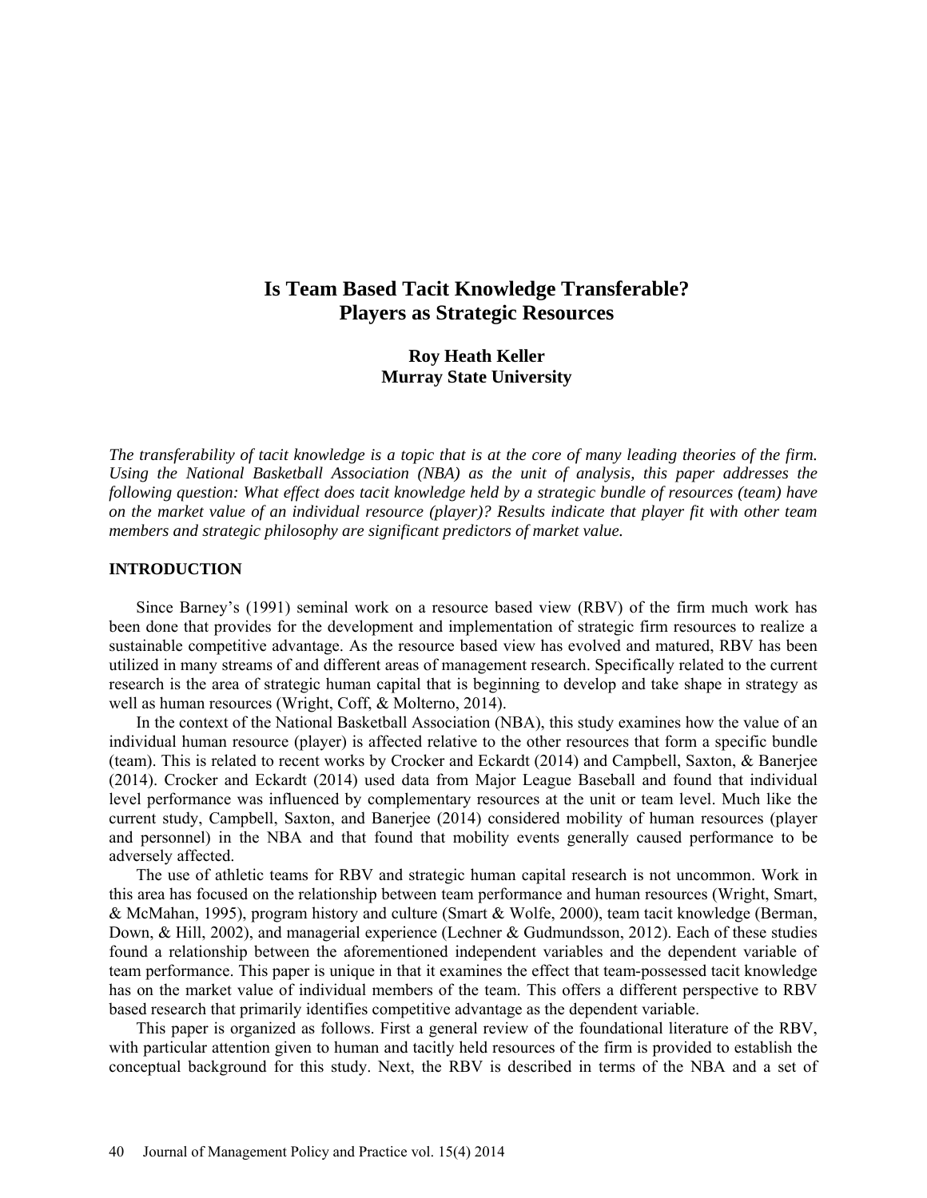# Is Team Based Tacit Knowledge Transferable? Players as Strategic Resources

**Roy Heath Keller**
**Murray State University**

*The transferability of tacit knowledge is a topic that is at the core of many leading theories of the firm. Using the National Basketball Association (NBA) as the unit of analysis, this paper addresses the following question: What effect does tacit knowledge held by a strategic bundle of resources (team) have on the market value of an individual resource (player)? Results indicate that player fit with other team members and strategic philosophy are significant predictors of market value.*

## INTRODUCTION

Since Barney's (1991) seminal work on a resource based view (RBV) of the firm much work has been done that provides for the development and implementation of strategic firm resources to realize a sustainable competitive advantage. As the resource based view has evolved and matured, RBV has been utilized in many streams of and different areas of management research. Specifically related to the current research is the area of strategic human capital that is beginning to develop and take shape in strategy as well as human resources (Wright, Coff, & Molterno, 2014).

In the context of the National Basketball Association (NBA), this study examines how the value of an individual human resource (player) is affected relative to the other resources that form a specific bundle (team). This is related to recent works by Crocker and Eckardt (2014) and Campbell, Saxton, & Banerjee (2014). Crocker and Eckardt (2014) used data from Major League Baseball and found that individual level performance was influenced by complementary resources at the unit or team level. Much like the current study, Campbell, Saxton, and Banerjee (2014) considered mobility of human resources (player and personnel) in the NBA and that found that mobility events generally caused performance to be adversely affected.

The use of athletic teams for RBV and strategic human capital research is not uncommon. Work in this area has focused on the relationship between team performance and human resources (Wright, Smart, & McMahan, 1995), program history and culture (Smart & Wolfe, 2000), team tacit knowledge (Berman, Down, & Hill, 2002), and managerial experience (Lechner & Gudmundsson, 2012). Each of these studies found a relationship between the aforementioned independent variables and the dependent variable of team performance. This paper is unique in that it examines the effect that team-possessed tacit knowledge has on the market value of individual members of the team. This offers a different perspective to RBV based research that primarily identifies competitive advantage as the dependent variable.

This paper is organized as follows. First a general review of the foundational literature of the RBV, with particular attention given to human and tacitly held resources of the firm is provided to establish the conceptual background for this study. Next, the RBV is described in terms of the NBA and a set of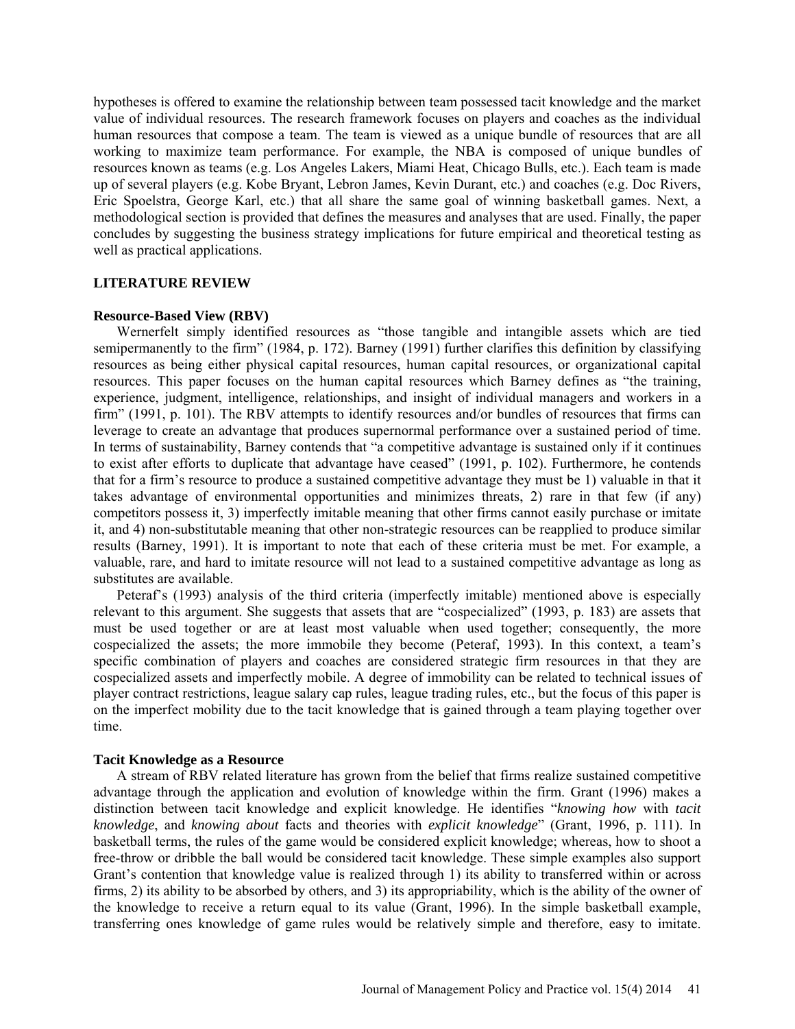hypotheses is offered to examine the relationship between team possessed tacit knowledge and the market value of individual resources. The research framework focuses on players and coaches as the individual human resources that compose a team. The team is viewed as a unique bundle of resources that are all working to maximize team performance. For example, the NBA is composed of unique bundles of resources known as teams (e.g. Los Angeles Lakers, Miami Heat, Chicago Bulls, etc.). Each team is made up of several players (e.g. Kobe Bryant, Lebron James, Kevin Durant, etc.) and coaches (e.g. Doc Rivers, Eric Spoelstra, George Karl, etc.) that all share the same goal of winning basketball games. Next, a methodological section is provided that defines the measures and analyses that are used. Finally, the paper concludes by suggesting the business strategy implications for future empirical and theoretical testing as well as practical applications.

## LITERATURE REVIEW

### Resource-Based View (RBV)

Wernerfelt simply identified resources as "those tangible and intangible assets which are tied semipermanently to the firm" (1984, p. 172). Barney (1991) further clarifies this definition by classifying resources as being either physical capital resources, human capital resources, or organizational capital resources. This paper focuses on the human capital resources which Barney defines as "the training, experience, judgment, intelligence, relationships, and insight of individual managers and workers in a firm" (1991, p. 101). The RBV attempts to identify resources and/or bundles of resources that firms can leverage to create an advantage that produces supernormal performance over a sustained period of time. In terms of sustainability, Barney contends that "a competitive advantage is sustained only if it continues to exist after efforts to duplicate that advantage have ceased" (1991, p. 102). Furthermore, he contends that for a firm's resource to produce a sustained competitive advantage they must be 1) valuable in that it takes advantage of environmental opportunities and minimizes threats, 2) rare in that few (if any) competitors possess it, 3) imperfectly imitable meaning that other firms cannot easily purchase or imitate it, and 4) non-substitutable meaning that other non-strategic resources can be reapplied to produce similar results (Barney, 1991). It is important to note that each of these criteria must be met. For example, a valuable, rare, and hard to imitate resource will not lead to a sustained competitive advantage as long as substitutes are available.

Peteraf's (1993) analysis of the third criteria (imperfectly imitable) mentioned above is especially relevant to this argument. She suggests that assets that are "cospecialized" (1993, p. 183) are assets that must be used together or are at least most valuable when used together; consequently, the more cospecialized the assets; the more immobile they become (Peteraf, 1993). In this context, a team's specific combination of players and coaches are considered strategic firm resources in that they are cospecialized assets and imperfectly mobile. A degree of immobility can be related to technical issues of player contract restrictions, league salary cap rules, league trading rules, etc., but the focus of this paper is on the imperfect mobility due to the tacit knowledge that is gained through a team playing together over time.

### Tacit Knowledge as a Resource

A stream of RBV related literature has grown from the belief that firms realize sustained competitive advantage through the application and evolution of knowledge within the firm. Grant (1996) makes a distinction between tacit knowledge and explicit knowledge. He identifies "*knowing how* with *tacit knowledge*, and *knowing about* facts and theories with *explicit knowledge*" (Grant, 1996, p. 111). In basketball terms, the rules of the game would be considered explicit knowledge; whereas, how to shoot a free-throw or dribble the ball would be considered tacit knowledge. These simple examples also support Grant's contention that knowledge value is realized through 1) its ability to transferred within or across firms, 2) its ability to be absorbed by others, and 3) its appropriability, which is the ability of the owner of the knowledge to receive a return equal to its value (Grant, 1996). In the simple basketball example, transferring ones knowledge of game rules would be relatively simple and therefore, easy to imitate.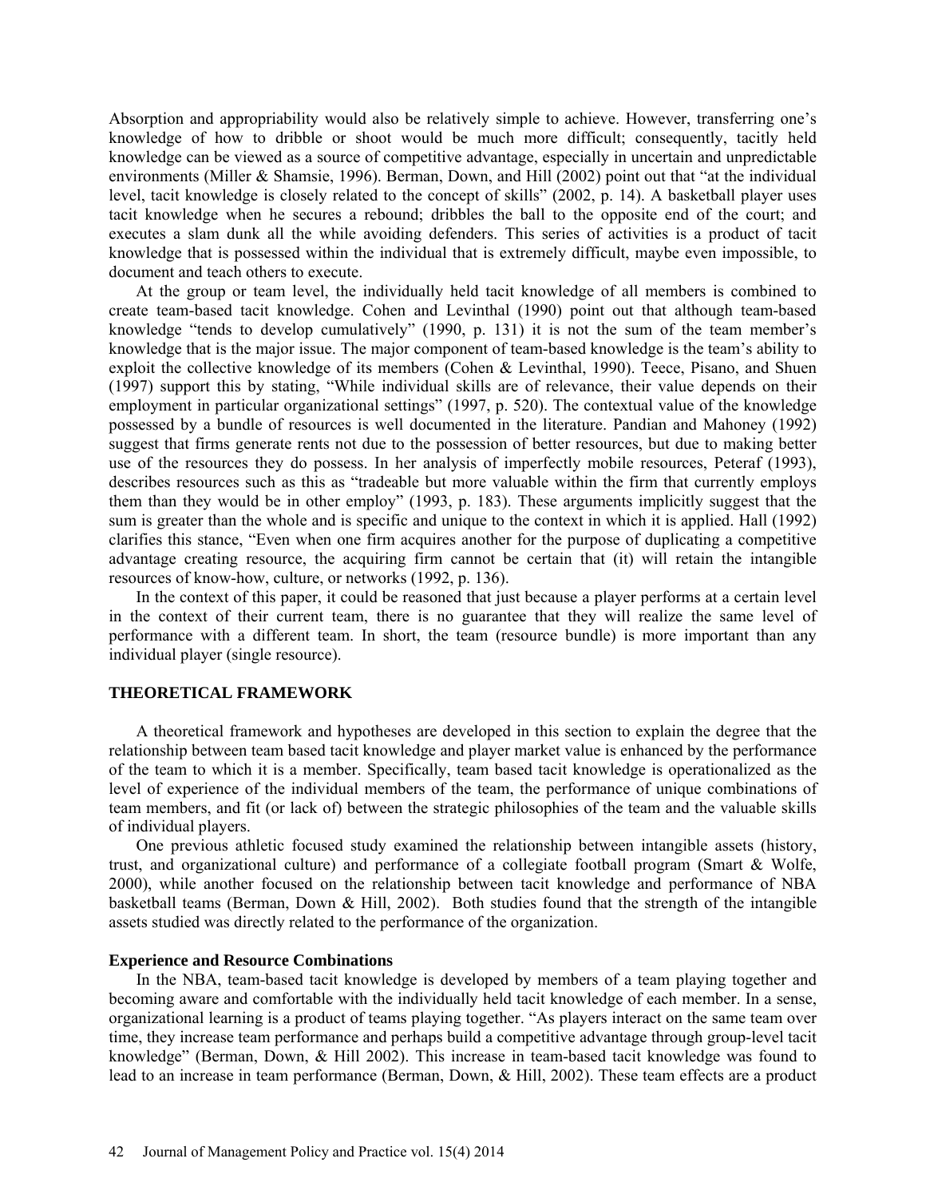Absorption and appropriability would also be relatively simple to achieve. However, transferring one's knowledge of how to dribble or shoot would be much more difficult; consequently, tacitly held knowledge can be viewed as a source of competitive advantage, especially in uncertain and unpredictable environments (Miller & Shamsie, 1996). Berman, Down, and Hill (2002) point out that "at the individual level, tacit knowledge is closely related to the concept of skills" (2002, p. 14). A basketball player uses tacit knowledge when he secures a rebound; dribbles the ball to the opposite end of the court; and executes a slam dunk all the while avoiding defenders. This series of activities is a product of tacit knowledge that is possessed within the individual that is extremely difficult, maybe even impossible, to document and teach others to execute.

At the group or team level, the individually held tacit knowledge of all members is combined to create team-based tacit knowledge. Cohen and Levinthal (1990) point out that although team-based knowledge "tends to develop cumulatively" (1990, p. 131) it is not the sum of the team member's knowledge that is the major issue. The major component of team-based knowledge is the team's ability to exploit the collective knowledge of its members (Cohen & Levinthal, 1990). Teece, Pisano, and Shuen (1997) support this by stating, "While individual skills are of relevance, their value depends on their employment in particular organizational settings" (1997, p. 520). The contextual value of the knowledge possessed by a bundle of resources is well documented in the literature. Pandian and Mahoney (1992) suggest that firms generate rents not due to the possession of better resources, but due to making better use of the resources they do possess. In her analysis of imperfectly mobile resources, Peteraf (1993), describes resources such as this as "tradeable but more valuable within the firm that currently employs them than they would be in other employ" (1993, p. 183). These arguments implicitly suggest that the sum is greater than the whole and is specific and unique to the context in which it is applied. Hall (1992) clarifies this stance, "Even when one firm acquires another for the purpose of duplicating a competitive advantage creating resource, the acquiring firm cannot be certain that (it) will retain the intangible resources of know-how, culture, or networks (1992, p. 136).

In the context of this paper, it could be reasoned that just because a player performs at a certain level in the context of their current team, there is no guarantee that they will realize the same level of performance with a different team. In short, the team (resource bundle) is more important than any individual player (single resource).

## THEORETICAL FRAMEWORK

A theoretical framework and hypotheses are developed in this section to explain the degree that the relationship between team based tacit knowledge and player market value is enhanced by the performance of the team to which it is a member. Specifically, team based tacit knowledge is operationalized as the level of experience of the individual members of the team, the performance of unique combinations of team members, and fit (or lack of) between the strategic philosophies of the team and the valuable skills of individual players.

One previous athletic focused study examined the relationship between intangible assets (history, trust, and organizational culture) and performance of a collegiate football program (Smart & Wolfe, 2000), while another focused on the relationship between tacit knowledge and performance of NBA basketball teams (Berman, Down & Hill, 2002). Both studies found that the strength of the intangible assets studied was directly related to the performance of the organization.

### Experience and Resource Combinations

In the NBA, team-based tacit knowledge is developed by members of a team playing together and becoming aware and comfortable with the individually held tacit knowledge of each member. In a sense, organizational learning is a product of teams playing together. "As players interact on the same team over time, they increase team performance and perhaps build a competitive advantage through group-level tacit knowledge" (Berman, Down, & Hill 2002). This increase in team-based tacit knowledge was found to lead to an increase in team performance (Berman, Down, & Hill, 2002). These team effects are a product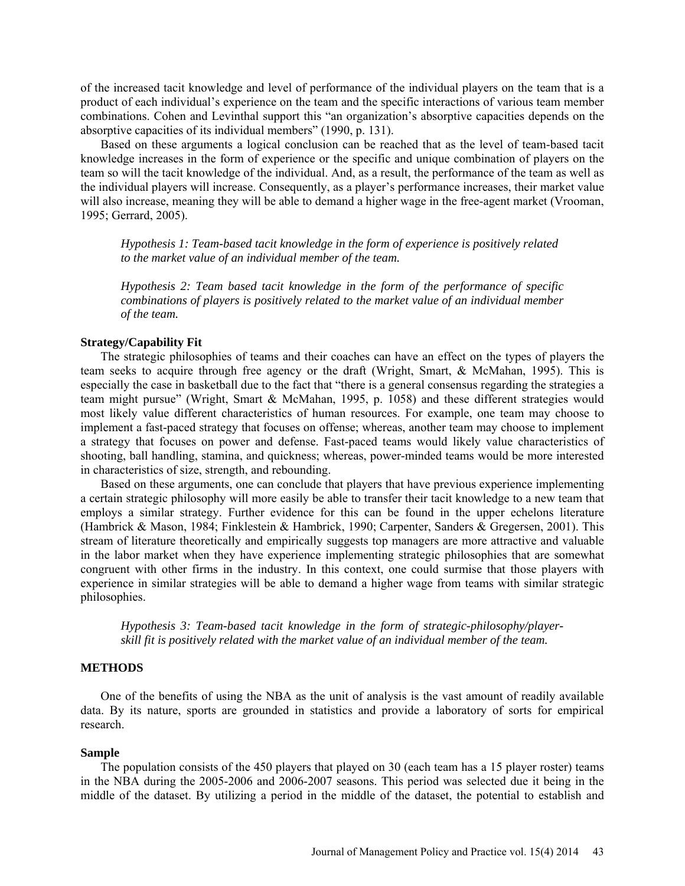of the increased tacit knowledge and level of performance of the individual players on the team that is a product of each individual's experience on the team and the specific interactions of various team member combinations. Cohen and Levinthal support this "an organization's absorptive capacities depends on the absorptive capacities of its individual members" (1990, p. 131).

Based on these arguments a logical conclusion can be reached that as the level of team-based tacit knowledge increases in the form of experience or the specific and unique combination of players on the team so will the tacit knowledge of the individual. And, as a result, the performance of the team as well as the individual players will increase. Consequently, as a player's performance increases, their market value will also increase, meaning they will be able to demand a higher wage in the free-agent market (Vrooman, 1995; Gerrard, 2005).

> *Hypothesis 1: Team-based tacit knowledge in the form of experience is positively related to the market value of an individual member of the team.*

> *Hypothesis 2: Team based tacit knowledge in the form of the performance of specific combinations of players is positively related to the market value of an individual member of the team.*

### Strategy/Capability Fit

The strategic philosophies of teams and their coaches can have an effect on the types of players the team seeks to acquire through free agency or the draft (Wright, Smart, & McMahan, 1995). This is especially the case in basketball due to the fact that "there is a general consensus regarding the strategies a team might pursue" (Wright, Smart & McMahan, 1995, p. 1058) and these different strategies would most likely value different characteristics of human resources. For example, one team may choose to implement a fast-paced strategy that focuses on offense; whereas, another team may choose to implement a strategy that focuses on power and defense. Fast-paced teams would likely value characteristics of shooting, ball handling, stamina, and quickness; whereas, power-minded teams would be more interested in characteristics of size, strength, and rebounding.

Based on these arguments, one can conclude that players that have previous experience implementing a certain strategic philosophy will more easily be able to transfer their tacit knowledge to a new team that employs a similar strategy. Further evidence for this can be found in the upper echelons literature (Hambrick & Mason, 1984; Finklestein & Hambrick, 1990; Carpenter, Sanders & Gregersen, 2001). This stream of literature theoretically and empirically suggests top managers are more attractive and valuable in the labor market when they have experience implementing strategic philosophies that are somewhat congruent with other firms in the industry. In this context, one could surmise that those players with experience in similar strategies will be able to demand a higher wage from teams with similar strategic philosophies.

> *Hypothesis 3: Team-based tacit knowledge in the form of strategic-philosophy/player-skill fit is positively related with the market value of an individual member of the team.*

## METHODS

One of the benefits of using the NBA as the unit of analysis is the vast amount of readily available data. By its nature, sports are grounded in statistics and provide a laboratory of sorts for empirical research.

### Sample

The population consists of the 450 players that played on 30 (each team has a 15 player roster) teams in the NBA during the 2005-2006 and 2006-2007 seasons. This period was selected due it being in the middle of the dataset. By utilizing a period in the middle of the dataset, the potential to establish and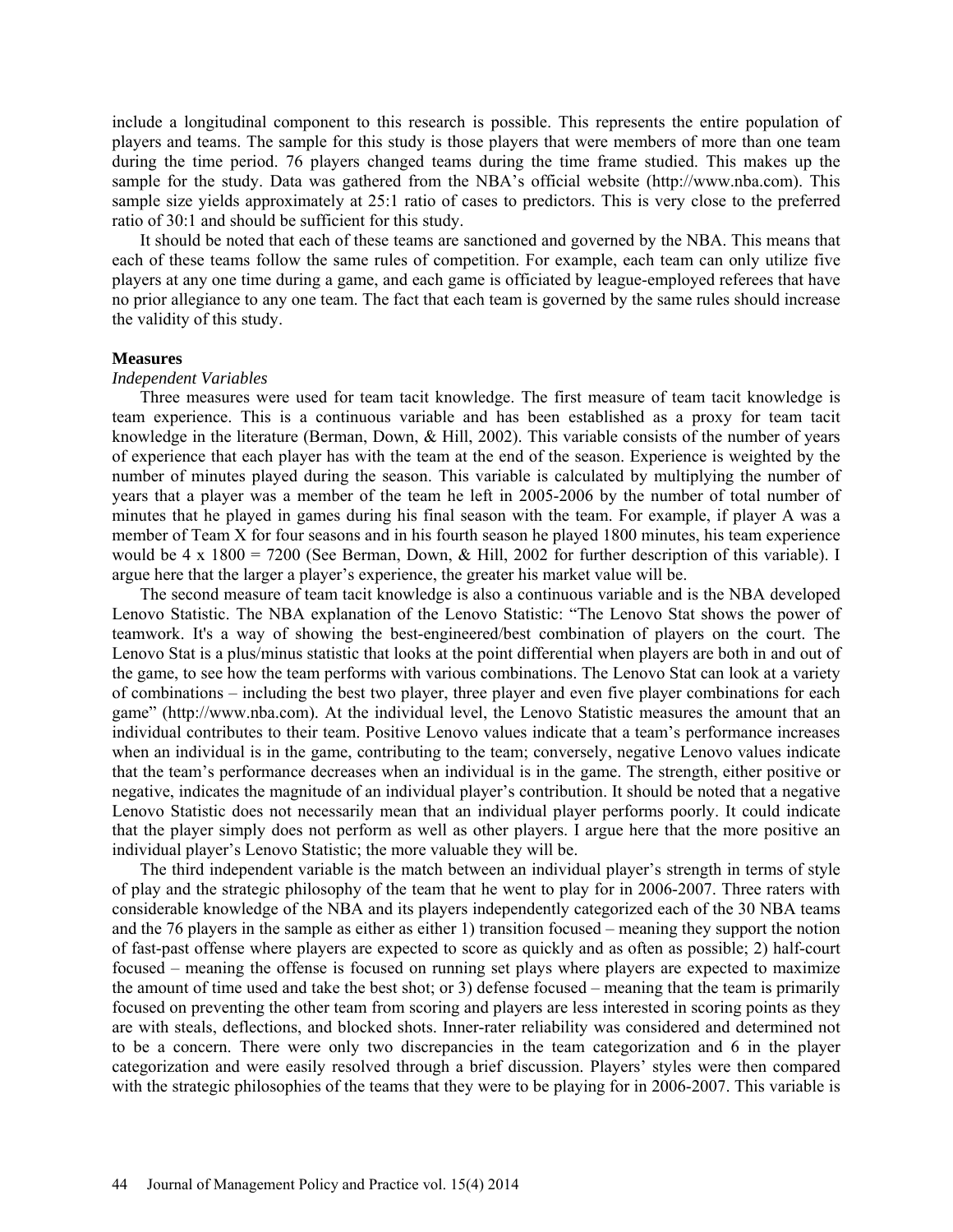include a longitudinal component to this research is possible. This represents the entire population of players and teams. The sample for this study is those players that were members of more than one team during the time period. 76 players changed teams during the time frame studied. This makes up the sample for the study. Data was gathered from the NBA's official website (http://www.nba.com). This sample size yields approximately at 25:1 ratio of cases to predictors. This is very close to the preferred ratio of 30:1 and should be sufficient for this study.

It should be noted that each of these teams are sanctioned and governed by the NBA. This means that each of these teams follow the same rules of competition. For example, each team can only utilize five players at any one time during a game, and each game is officiated by league-employed referees that have no prior allegiance to any one team. The fact that each team is governed by the same rules should increase the validity of this study.

**Measures**

*Independent Variables*

Three measures were used for team tacit knowledge. The first measure of team tacit knowledge is team experience. This is a continuous variable and has been established as a proxy for team tacit knowledge in the literature (Berman, Down, & Hill, 2002). This variable consists of the number of years of experience that each player has with the team at the end of the season. Experience is weighted by the number of minutes played during the season. This variable is calculated by multiplying the number of years that a player was a member of the team he left in 2005-2006 by the number of total number of minutes that he played in games during his final season with the team. For example, if player A was a member of Team X for four seasons and in his fourth season he played 1800 minutes, his team experience would be 4 x 1800 = 7200 (See Berman, Down, & Hill, 2002 for further description of this variable). I argue here that the larger a player's experience, the greater his market value will be.

The second measure of team tacit knowledge is also a continuous variable and is the NBA developed Lenovo Statistic. The NBA explanation of the Lenovo Statistic: "The Lenovo Stat shows the power of teamwork. It's a way of showing the best-engineered/best combination of players on the court. The Lenovo Stat is a plus/minus statistic that looks at the point differential when players are both in and out of the game, to see how the team performs with various combinations. The Lenovo Stat can look at a variety of combinations – including the best two player, three player and even five player combinations for each game" (http://www.nba.com). At the individual level, the Lenovo Statistic measures the amount that an individual contributes to their team. Positive Lenovo values indicate that a team's performance increases when an individual is in the game, contributing to the team; conversely, negative Lenovo values indicate that the team's performance decreases when an individual is in the game. The strength, either positive or negative, indicates the magnitude of an individual player's contribution. It should be noted that a negative Lenovo Statistic does not necessarily mean that an individual player performs poorly. It could indicate that the player simply does not perform as well as other players. I argue here that the more positive an individual player's Lenovo Statistic; the more valuable they will be.

The third independent variable is the match between an individual player's strength in terms of style of play and the strategic philosophy of the team that he went to play for in 2006-2007. Three raters with considerable knowledge of the NBA and its players independently categorized each of the 30 NBA teams and the 76 players in the sample as either as either 1) transition focused – meaning they support the notion of fast-past offense where players are expected to score as quickly and as often as possible; 2) half-court focused – meaning the offense is focused on running set plays where players are expected to maximize the amount of time used and take the best shot; or 3) defense focused – meaning that the team is primarily focused on preventing the other team from scoring and players are less interested in scoring points as they are with steals, deflections, and blocked shots. Inner-rater reliability was considered and determined not to be a concern. There were only two discrepancies in the team categorization and 6 in the player categorization and were easily resolved through a brief discussion. Players' styles were then compared with the strategic philosophies of the teams that they were to be playing for in 2006-2007. This variable is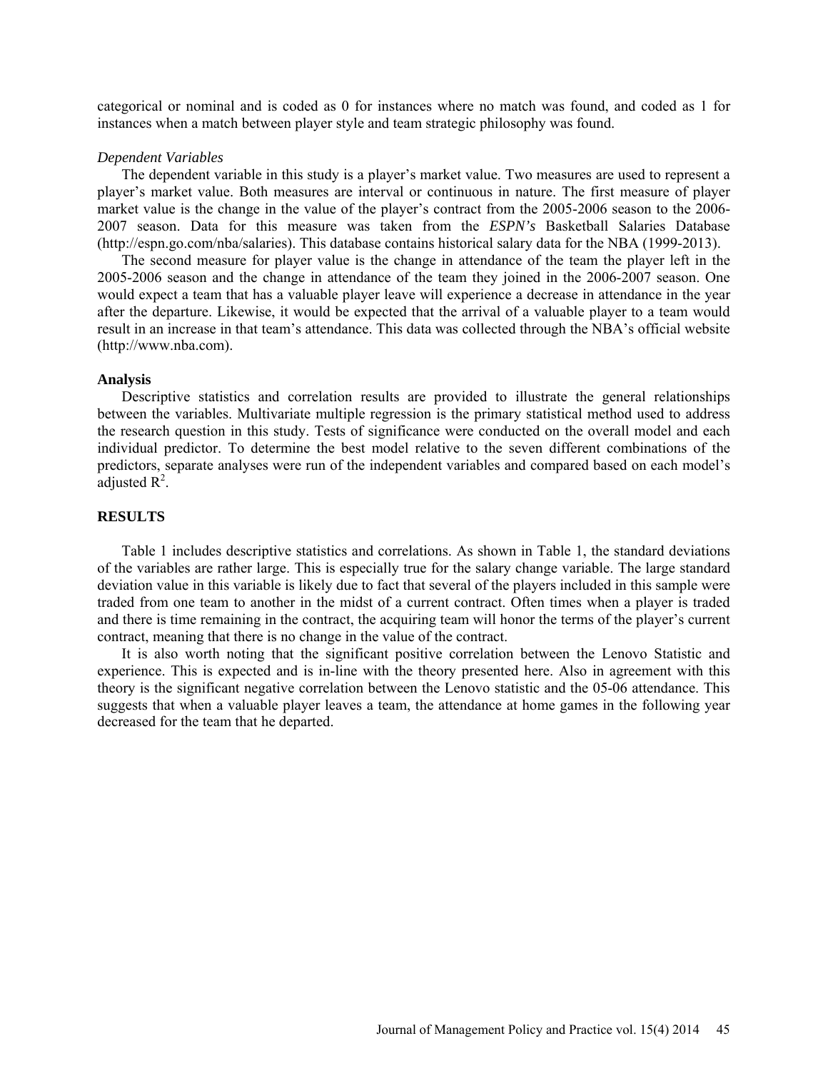categorical or nominal and is coded as 0 for instances where no match was found, and coded as 1 for instances when a match between player style and team strategic philosophy was found.

*Dependent Variables*

The dependent variable in this study is a player's market value. Two measures are used to represent a player's market value. Both measures are interval or continuous in nature. The first measure of player market value is the change in the value of the player's contract from the 2005-2006 season to the 2006-2007 season. Data for this measure was taken from the *ESPN's* Basketball Salaries Database (http://espn.go.com/nba/salaries). This database contains historical salary data for the NBA (1999-2013).

The second measure for player value is the change in attendance of the team the player left in the 2005-2006 season and the change in attendance of the team they joined in the 2006-2007 season. One would expect a team that has a valuable player leave will experience a decrease in attendance in the year after the departure. Likewise, it would be expected that the arrival of a valuable player to a team would result in an increase in that team's attendance. This data was collected through the NBA's official website (http://www.nba.com).

**Analysis**

Descriptive statistics and correlation results are provided to illustrate the general relationships between the variables. Multivariate multiple regression is the primary statistical method used to address the research question in this study. Tests of significance were conducted on the overall model and each individual predictor. To determine the best model relative to the seven different combinations of the predictors, separate analyses were run of the independent variables and compared based on each model's adjusted $R^2$.

## RESULTS

Table 1 includes descriptive statistics and correlations. As shown in Table 1, the standard deviations of the variables are rather large. This is especially true for the salary change variable. The large standard deviation value in this variable is likely due to fact that several of the players included in this sample were traded from one team to another in the midst of a current contract. Often times when a player is traded and there is time remaining in the contract, the acquiring team will honor the terms of the player's current contract, meaning that there is no change in the value of the contract.

It is also worth noting that the significant positive correlation between the Lenovo Statistic and experience. This is expected and is in-line with the theory presented here. Also in agreement with this theory is the significant negative correlation between the Lenovo statistic and the 05-06 attendance. This suggests that when a valuable player leaves a team, the attendance at home games in the following year decreased for the team that he departed.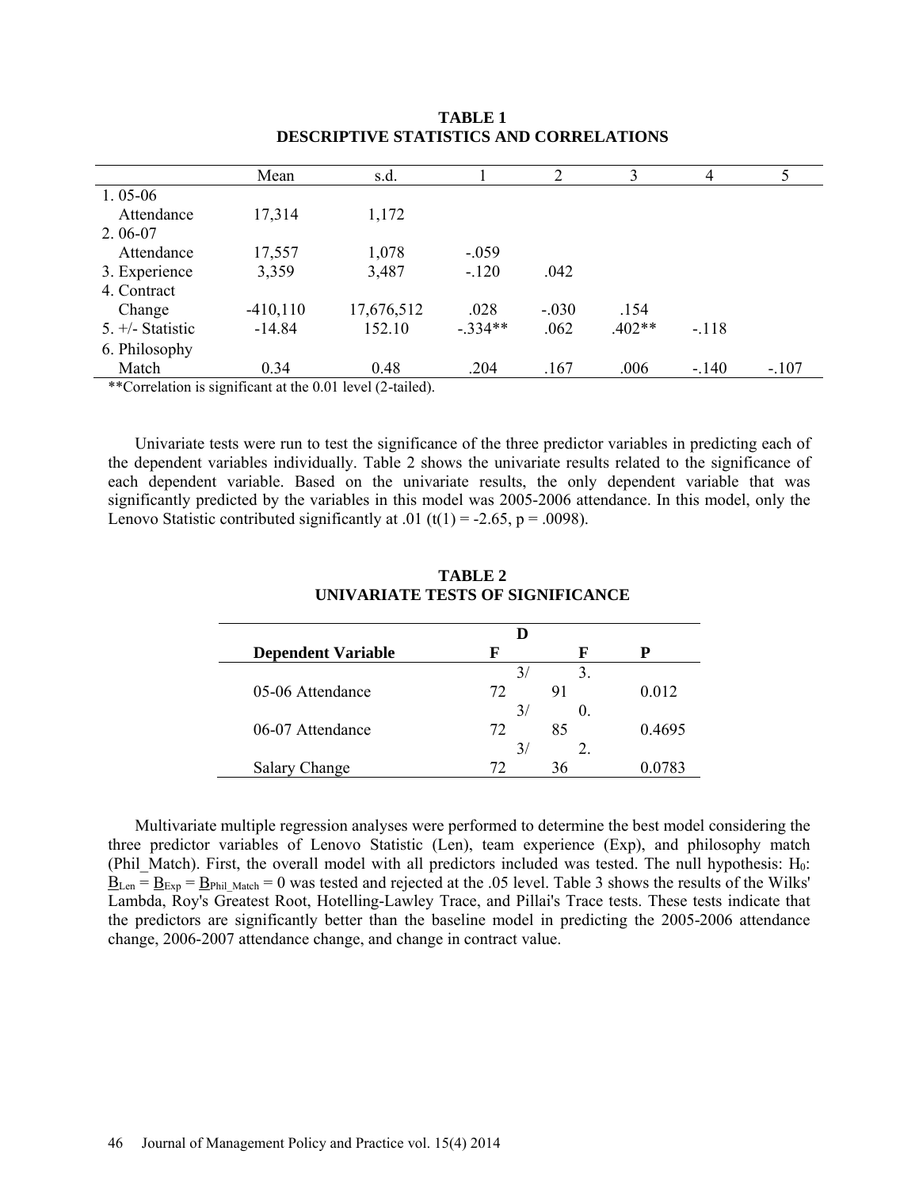**TABLE 1**
**DESCRIPTIVE STATISTICS AND CORRELATIONS**

| | Mean | s.d. | 1 | 2 | 3 | 4 | 5 |
|---|---|---|---|---|---|---|---|
| 1. 05-06 Attendance | 17,314 | 1,172 | | | | | |
| 2. 06-07 Attendance | 17,557 | 1,078 | -.059 | | | | |
| 3. Experience | 3,359 | 3,487 | -.120 | .042 | | | |
| 4. Contract Change | -410,110 | 17,676,512 | .028 | -.030 | .154 | | |
| 5. +/- Statistic | -14.84 | 152.10 | -.334** | .062 | .402** | -.118 | |
| 6. Philosophy Match | 0.34 | 0.48 | .204 | .167 | .006 | -.140 | -.107 |

**Correlation is significant at the 0.01 level (2-tailed).

Univariate tests were run to test the significance of the three predictor variables in predicting each of the dependent variables individually. Table 2 shows the univariate results related to the significance of each dependent variable. Based on the univariate results, the only dependent variable that was significantly predicted by the variables in this model was 2005-2006 attendance. In this model, only the Lenovo Statistic contributed significantly at .01 ($t(1) = -2.65$, $p = .0098$).

**TABLE 2**
**UNIVARIATE TESTS OF SIGNIFICANCE**

| Dependent Variable | DF | F | P |
|---|---|---|---|
| 05-06 Attendance | 3/72 | 3.91 | 0.012 |
| 06-07 Attendance | 3/72 | 0.85 | 0.4695 |
| Salary Change | 3/72 | 2.36 | 0.0783 |

Multivariate multiple regression analyses were performed to determine the best model considering the three predictor variables of Lenovo Statistic (Len), team experience (Exp), and philosophy match (Phil_Match). First, the overall model with all predictors included was tested. The null hypothesis: $H_0$: $\underline{B}_{Len} = \underline{B}_{Exp} = \underline{B}_{Phil\_Match} = 0$ was tested and rejected at the .05 level. Table 3 shows the results of the Wilks' Lambda, Roy's Greatest Root, Hotelling-Lawley Trace, and Pillai's Trace tests. These tests indicate that the predictors are significantly better than the baseline model in predicting the 2005-2006 attendance change, 2006-2007 attendance change, and change in contract value.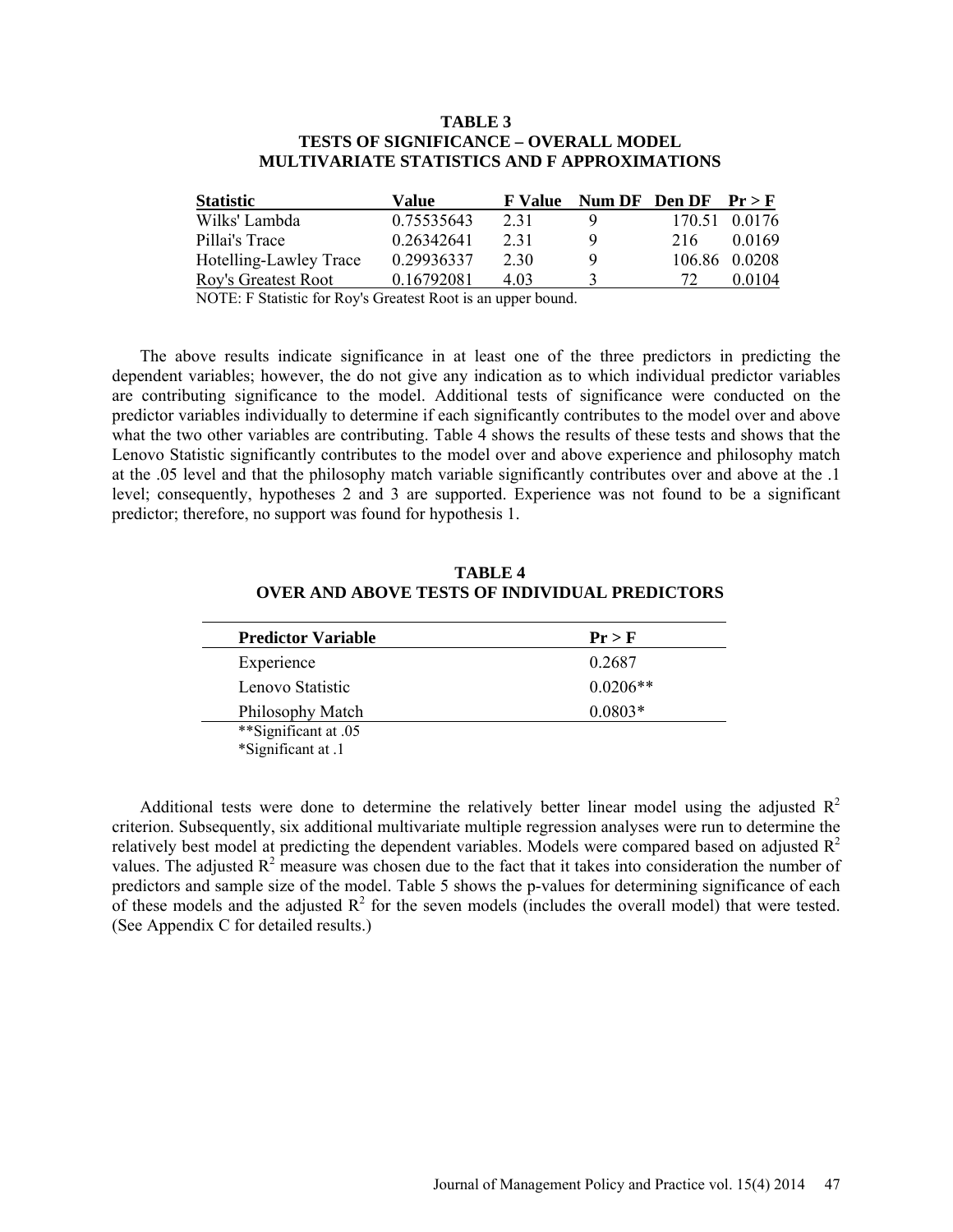**TABLE 3**
**TESTS OF SIGNIFICANCE – OVERALL MODEL**
**MULTIVARIATE STATISTICS AND F APPROXIMATIONS**

| Statistic | Value | F Value | Num DF | Den DF | Pr > F |
|---|---|---|---|---|---|
| Wilks' Lambda | 0.75535643 | 2.31 | 9 | 170.51 | 0.0176 |
| Pillai's Trace | 0.26342641 | 2.31 | 9 | 216 | 0.0169 |
| Hotelling-Lawley Trace | 0.29936337 | 2.30 | 9 | 106.86 | 0.0208 |
| Roy's Greatest Root | 0.16792081 | 4.03 | 3 | 72 | 0.0104 |

NOTE: F Statistic for Roy's Greatest Root is an upper bound.

The above results indicate significance in at least one of the three predictors in predicting the dependent variables; however, the do not give any indication as to which individual predictor variables are contributing significance to the model. Additional tests of significance were conducted on the predictor variables individually to determine if each significantly contributes to the model over and above what the two other variables are contributing. Table 4 shows the results of these tests and shows that the Lenovo Statistic significantly contributes to the model over and above experience and philosophy match at the .05 level and that the philosophy match variable significantly contributes over and above at the .1 level; consequently, hypotheses 2 and 3 are supported. Experience was not found to be a significant predictor; therefore, no support was found for hypothesis 1.

**TABLE 4**
**OVER AND ABOVE TESTS OF INDIVIDUAL PREDICTORS**

| Predictor Variable | Pr > F |
|---|---|
| Experience | 0.2687 |
| Lenovo Statistic | 0.0206** |
| Philosophy Match | 0.0803* |

**Significant at .05
*Significant at .1

Additional tests were done to determine the relatively better linear model using the adjusted $R^2$ criterion. Subsequently, six additional multivariate multiple regression analyses were run to determine the relatively best model at predicting the dependent variables. Models were compared based on adjusted $R^2$ values. The adjusted $R^2$ measure was chosen due to the fact that it takes into consideration the number of predictors and sample size of the model. Table 5 shows the p-values for determining significance of each of these models and the adjusted $R^2$ for the seven models (includes the overall model) that were tested. (See Appendix C for detailed results.)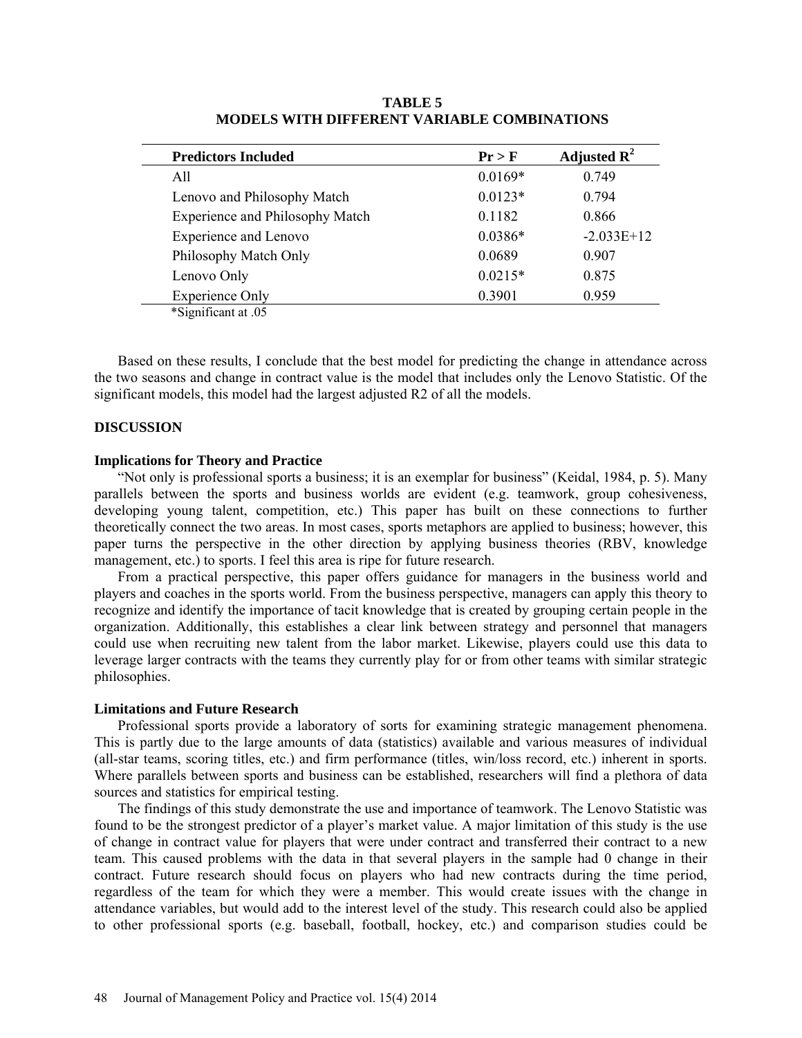**TABLE 5**
**MODELS WITH DIFFERENT VARIABLE COMBINATIONS**

| Predictors Included | Pr > F | Adjusted $R^2$ |
|---|---|---|
| All | 0.0169* | 0.749 |
| Lenovo and Philosophy Match | 0.0123* | 0.794 |
| Experience and Philosophy Match | 0.1182 | 0.866 |
| Experience and Lenovo | 0.0386* | -2.033E+12 |
| Philosophy Match Only | 0.0689 | 0.907 |
| Lenovo Only | 0.0215* | 0.875 |
| Experience Only | 0.3901 | 0.959 |

*Significant at .05

Based on these results, I conclude that the best model for predicting the change in attendance across the two seasons and change in contract value is the model that includes only the Lenovo Statistic. Of the significant models, this model had the largest adjusted R2 of all the models.

## DISCUSSION

### Implications for Theory and Practice

"Not only is professional sports a business; it is an exemplar for business" (Keidal, 1984, p. 5). Many parallels between the sports and business worlds are evident (e.g. teamwork, group cohesiveness, developing young talent, competition, etc.) This paper has built on these connections to further theoretically connect the two areas. In most cases, sports metaphors are applied to business; however, this paper turns the perspective in the other direction by applying business theories (RBV, knowledge management, etc.) to sports. I feel this area is ripe for future research.

From a practical perspective, this paper offers guidance for managers in the business world and players and coaches in the sports world. From the business perspective, managers can apply this theory to recognize and identify the importance of tacit knowledge that is created by grouping certain people in the organization. Additionally, this establishes a clear link between strategy and personnel that managers could use when recruiting new talent from the labor market. Likewise, players could use this data to leverage larger contracts with the teams they currently play for or from other teams with similar strategic philosophies.

### Limitations and Future Research

Professional sports provide a laboratory of sorts for examining strategic management phenomena. This is partly due to the large amounts of data (statistics) available and various measures of individual (all-star teams, scoring titles, etc.) and firm performance (titles, win/loss record, etc.) inherent in sports. Where parallels between sports and business can be established, researchers will find a plethora of data sources and statistics for empirical testing.

The findings of this study demonstrate the use and importance of teamwork. The Lenovo Statistic was found to be the strongest predictor of a player's market value. A major limitation of this study is the use of change in contract value for players that were under contract and transferred their contract to a new team. This caused problems with the data in that several players in the sample had 0 change in their contract. Future research should focus on players who had new contracts during the time period, regardless of the team for which they were a member. This would create issues with the change in attendance variables, but would add to the interest level of the study. This research could also be applied to other professional sports (e.g. baseball, football, hockey, etc.) and comparison studies could be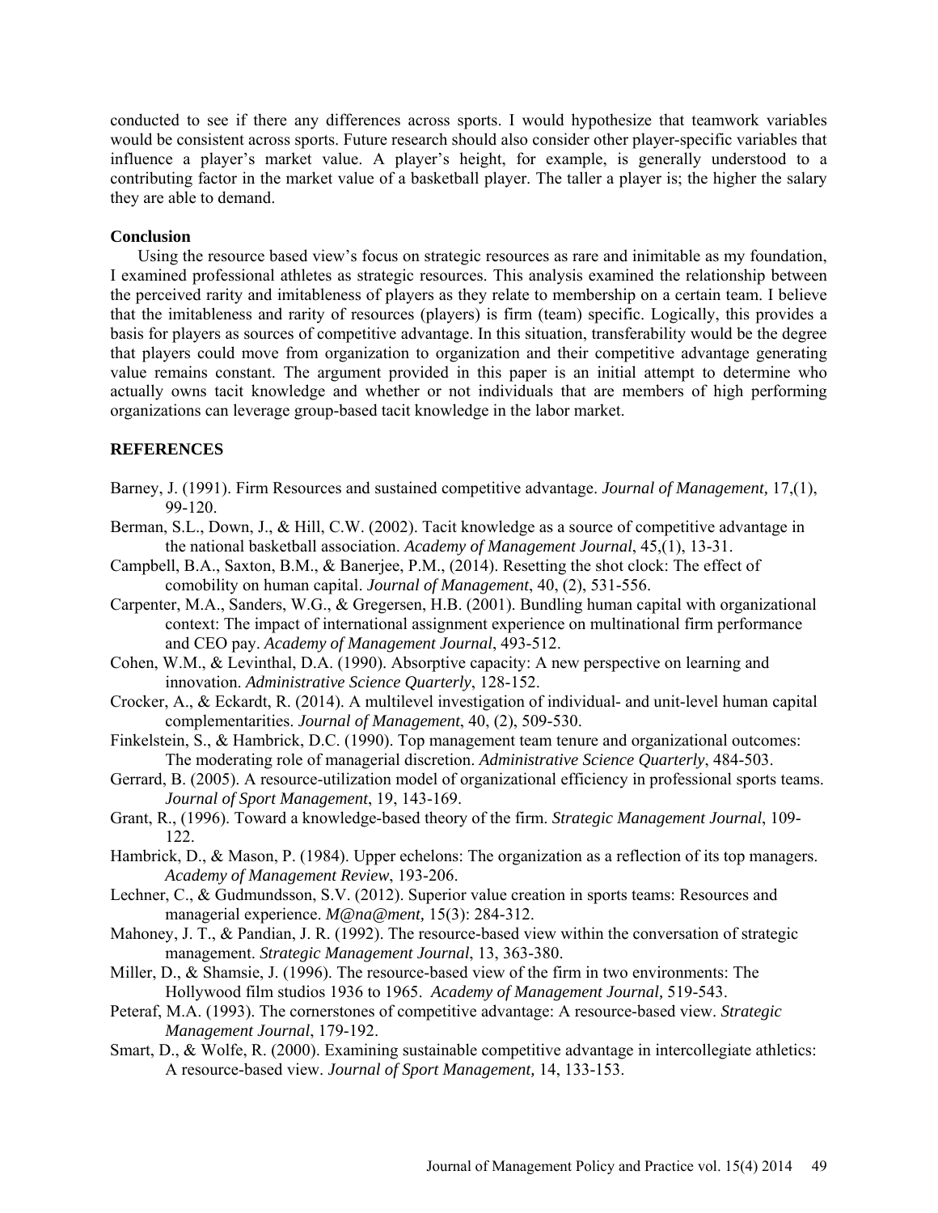conducted to see if there any differences across sports. I would hypothesize that teamwork variables would be consistent across sports. Future research should also consider other player-specific variables that influence a player's market value. A player's height, for example, is generally understood to a contributing factor in the market value of a basketball player. The taller a player is; the higher the salary they are able to demand.

### Conclusion

Using the resource based view's focus on strategic resources as rare and inimitable as my foundation, I examined professional athletes as strategic resources. This analysis examined the relationship between the perceived rarity and imitableness of players as they relate to membership on a certain team. I believe that the imitableness and rarity of resources (players) is firm (team) specific. Logically, this provides a basis for players as sources of competitive advantage. In this situation, transferability would be the degree that players could move from organization to organization and their competitive advantage generating value remains constant. The argument provided in this paper is an initial attempt to determine who actually owns tacit knowledge and whether or not individuals that are members of high performing organizations can leverage group-based tacit knowledge in the labor market.

## REFERENCES

Barney, J. (1991). Firm Resources and sustained competitive advantage. *Journal of Management,* 17,(1), 99-120.

Berman, S.L., Down, J., & Hill, C.W. (2002). Tacit knowledge as a source of competitive advantage in the national basketball association. *Academy of Management Journal*, 45,(1), 13-31.

Campbell, B.A., Saxton, B.M., & Banerjee, P.M., (2014). Resetting the shot clock: The effect of comobility on human capital. *Journal of Management*, 40, (2), 531-556.

Carpenter, M.A., Sanders, W.G., & Gregersen, H.B. (2001). Bundling human capital with organizational context: The impact of international assignment experience on multinational firm performance and CEO pay. *Academy of Management Journal*, 493-512.

Cohen, W.M., & Levinthal, D.A. (1990). Absorptive capacity: A new perspective on learning and innovation. *Administrative Science Quarterly*, 128-152.

Crocker, A., & Eckardt, R. (2014). A multilevel investigation of individual- and unit-level human capital complementarities. *Journal of Management*, 40, (2), 509-530.

Finkelstein, S., & Hambrick, D.C. (1990). Top management team tenure and organizational outcomes: The moderating role of managerial discretion. *Administrative Science Quarterly*, 484-503.

Gerrard, B. (2005). A resource-utilization model of organizational efficiency in professional sports teams. *Journal of Sport Management*, 19, 143-169.

Grant, R., (1996). Toward a knowledge-based theory of the firm. *Strategic Management Journal*, 109-122.

Hambrick, D., & Mason, P. (1984). Upper echelons: The organization as a reflection of its top managers. *Academy of Management Review*, 193-206.

Lechner, C., & Gudmundsson, S.V. (2012). Superior value creation in sports teams: Resources and managerial experience. *M@na@ment,* 15(3): 284-312.

Mahoney, J. T., & Pandian, J. R. (1992). The resource-based view within the conversation of strategic management. *Strategic Management Journal*, 13, 363-380.

Miller, D., & Shamsie, J. (1996). The resource-based view of the firm in two environments: The Hollywood film studios 1936 to 1965. *Academy of Management Journal,* 519-543.

Peteraf, M.A. (1993). The cornerstones of competitive advantage: A resource-based view. *Strategic Management Journal*, 179-192.

Smart, D., & Wolfe, R. (2000). Examining sustainable competitive advantage in intercollegiate athletics: A resource-based view. *Journal of Sport Management,* 14, 133-153.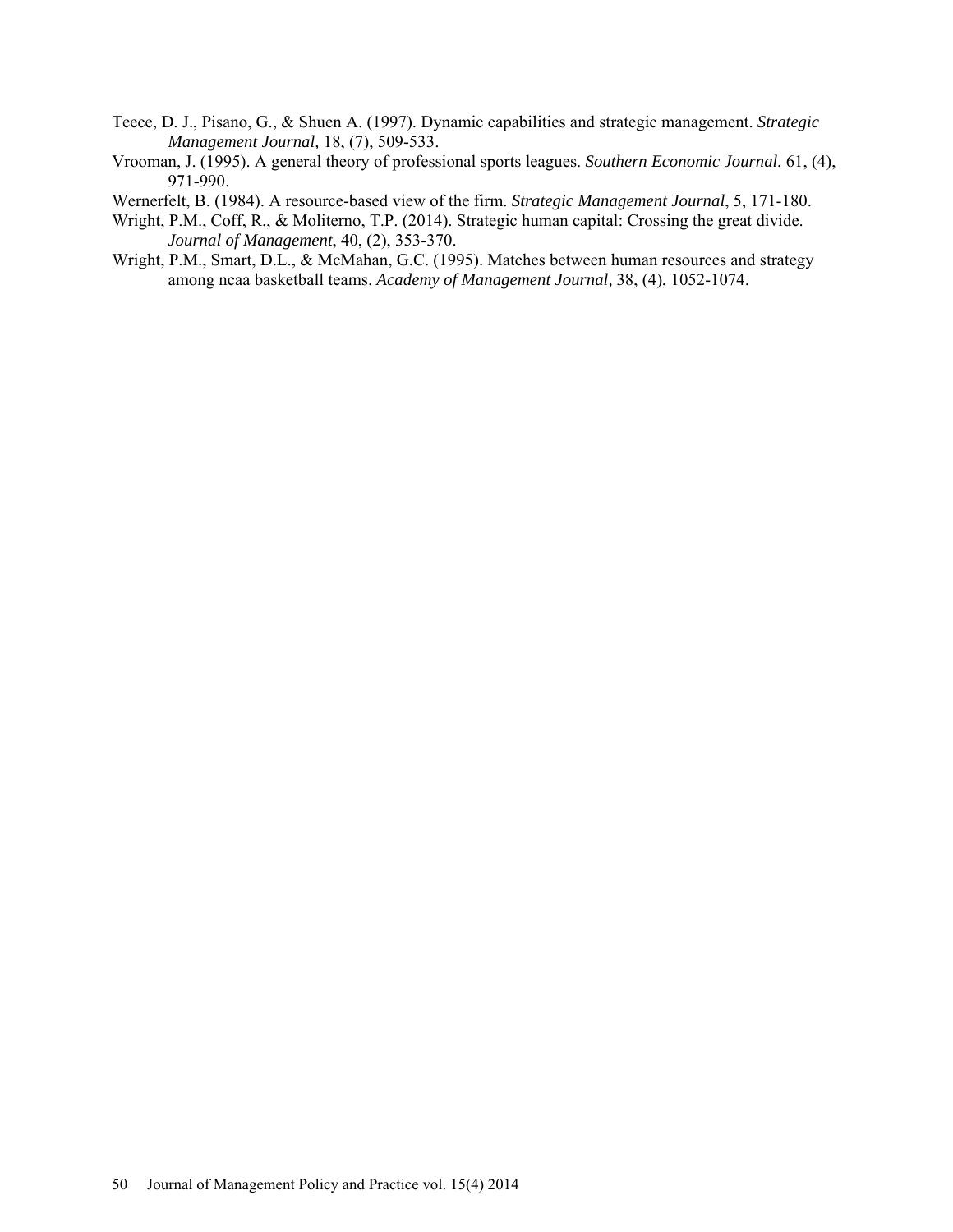Teece, D. J., Pisano, G., & Shuen A. (1997). Dynamic capabilities and strategic management. *Strategic Management Journal,* 18, (7), 509-533.

Vrooman, J. (1995). A general theory of professional sports leagues. *Southern Economic Journal.* 61, (4), 971-990.

Wernerfelt, B. (1984). A resource-based view of the firm. *Strategic Management Journal*, 5, 171-180.

Wright, P.M., Coff, R., & Moliterno, T.P. (2014). Strategic human capital: Crossing the great divide. *Journal of Management*, 40, (2), 353-370.

Wright, P.M., Smart, D.L., & McMahan, G.C. (1995). Matches between human resources and strategy among ncaa basketball teams. *Academy of Management Journal,* 38, (4), 1052-1074.